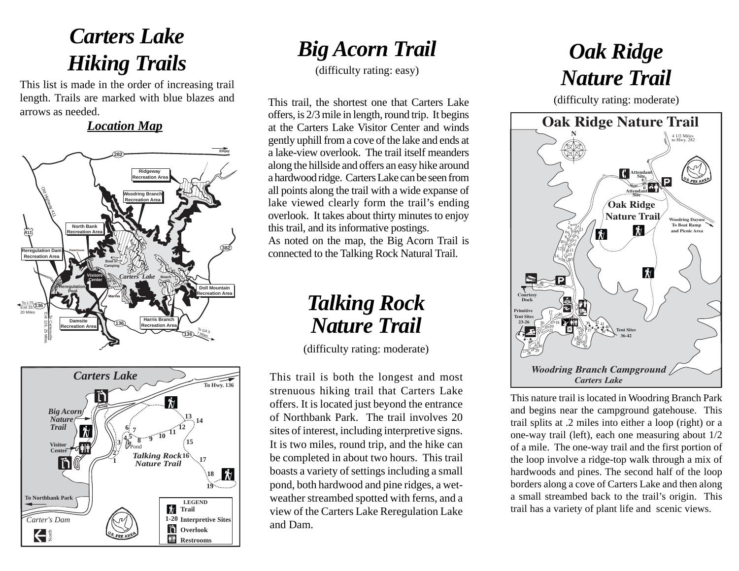# Carters Lake Hiking Trails

This list is made in the order of increasing trail length. Trails are marked with blue blazes and arrows as needed.

***Location Map***

# Big Acorn Trail

(difficulty rating: easy)

This trail, the shortest one that Carters Lake offers, is 2/3 mile in length, round trip. It begins at the Carters Lake Visitor Center and winds gently uphill from a cove of the lake and ends at a lake-view overlook. The trail itself meanders along the hillside and offers an easy hike around a hardwood ridge. Carters Lake can be seen from all points along the trail with a wide expanse of lake viewed clearly form the trail's ending overlook. It takes about thirty minutes to enjoy this trail, and its informative postings.

As noted on the map, the Big Acorn Trail is connected to the Talking Rock Natural Trail.

# Talking Rock Nature Trail

(difficulty rating: moderate)

This trail is both the longest and most strenuous hiking trail that Carters Lake offers. It is located just beyond the entrance of Northbank Park. The trail involves 20 sites of interest, including interpretive signs. It is two miles, round trip, and the hike can be completed in about two hours. This trail boasts a variety of settings including a small pond, both hardwood and pine ridges, a wet-weather streambed spotted with ferns, and a view of the Carters Lake Reregulation Lake and Dam.

# Oak Ridge Nature Trail

(difficulty rating: moderate)

This nature trail is located in Woodring Branch Park and begins near the campground gatehouse. This trail splits at .2 miles into either a loop (right) or a one-way trail (left), each one measuring about 1/2 of a mile. The one-way trail and the first portion of the loop involve a ridge-top walk through a mix of hardwoods and pines. The second half of the loop borders along a cove of Carters Lake and then along a small streambed back to the trail's origin. This trail has a variety of plant life and scenic views.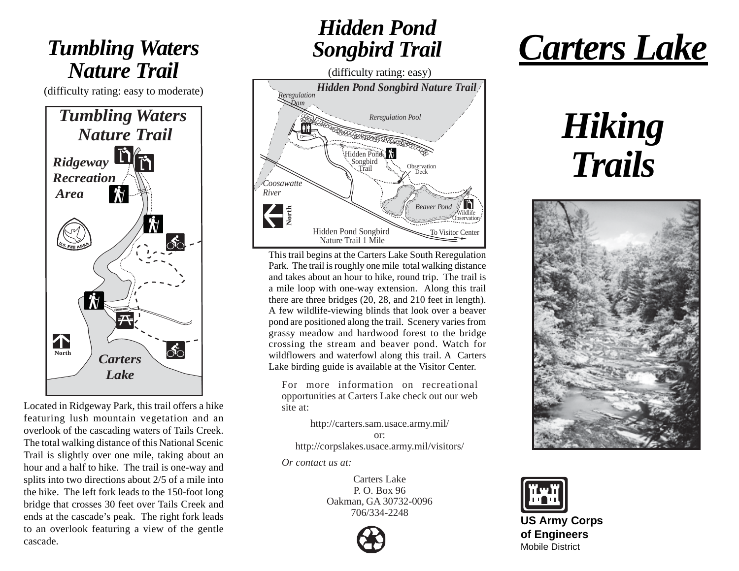# Tumbling Waters Nature Trail

(difficulty rating: easy to moderate)

Tumbling Waters Nature Trail

Ridgeway Recreation Area

U.S. FEE AREA

North

Carters Lake

Located in Ridgeway Park, this trail offers a hike featuring lush mountain vegetation and an overlook of the cascading waters of Tails Creek. The total walking distance of this National Scenic Trail is slightly over one mile, taking about an hour and a half to hike. The trail is one-way and splits into two directions about 2/5 of a mile into the hike. The left fork leads to the 150-foot long bridge that crosses 30 feet over Tails Creek and ends at the cascade's peak. The right fork leads to an overlook featuring a view of the gentle cascade.

# Hidden Pond Songbird Trail

(difficulty rating: easy)

Hidden Pond Songbird Nature Trail

Reregulation Dam

Reregulation Pool

Hidden Pond Songbird Trail

Observation Deck

Coosawatte River

Beaver Pond

Wildlife Observation

North

Hidden Pond Songbird Nature Trail 1 Mile

To Visitor Center

This trail begins at the Carters Lake South Reregulation Park. The trail is roughly one mile total walking distance and takes about an hour to hike, round trip. The trail is a mile loop with one-way extension. Along this trail there are three bridges (20, 28, and 210 feet in length). A few wildlife-viewing blinds that look over a beaver pond are positioned along the trail. Scenery varies from grassy meadow and hardwood forest to the bridge crossing the stream and beaver pond. Watch for wildflowers and waterfowl along this trail. A Carters Lake birding guide is available at the Visitor Center.

For more information on recreational opportunities at Carters Lake check out our web site at:

http://carters.sam.usace.army.mil/
or:
http://corpslakes.usace.army.mil/visitors/

*Or contact us at:*

Carters Lake
P. O. Box 96
Oakman, GA 30732-0096
706/334-2248

# Carters Lake

# Hiking Trails

**US Army Corps of Engineers**
Mobile District